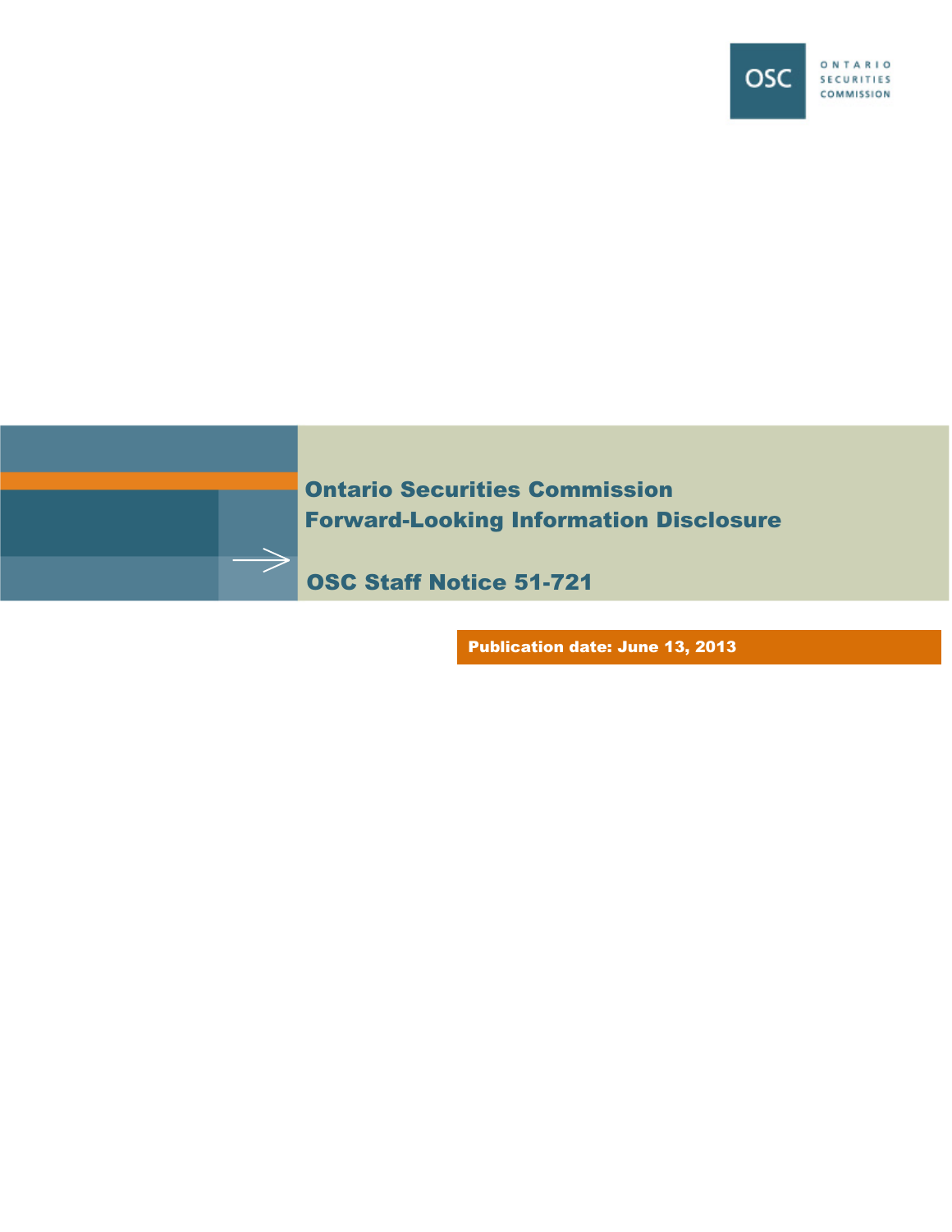ONTARIO SECURITIES COMMISSION

# Ontario Securities Commission
# Forward-Looking Information Disclosure

## OSC Staff Notice 51-721

**Publication date: June 13, 2013**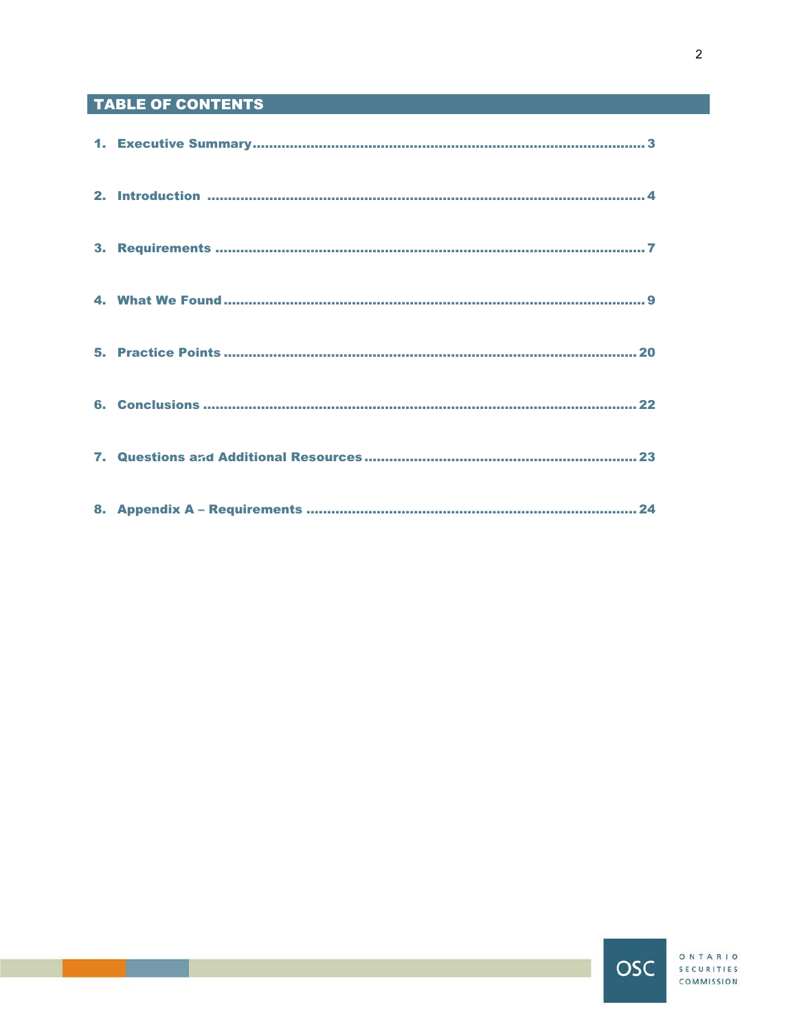## TABLE OF CONTENTS

1. Executive Summary ........................................................................................... 3
2. Introduction ........................................................................................................ 4
3. Requirements ...................................................................................................... 7
4. What We Found ................................................................................................... 9
5. Practice Points .................................................................................................. 20
6. Conclusions ...................................................................................................... 22
7. Questions and Additional Resources ................................................................ 23
8. Appendix A – Requirements .............................................................................. 24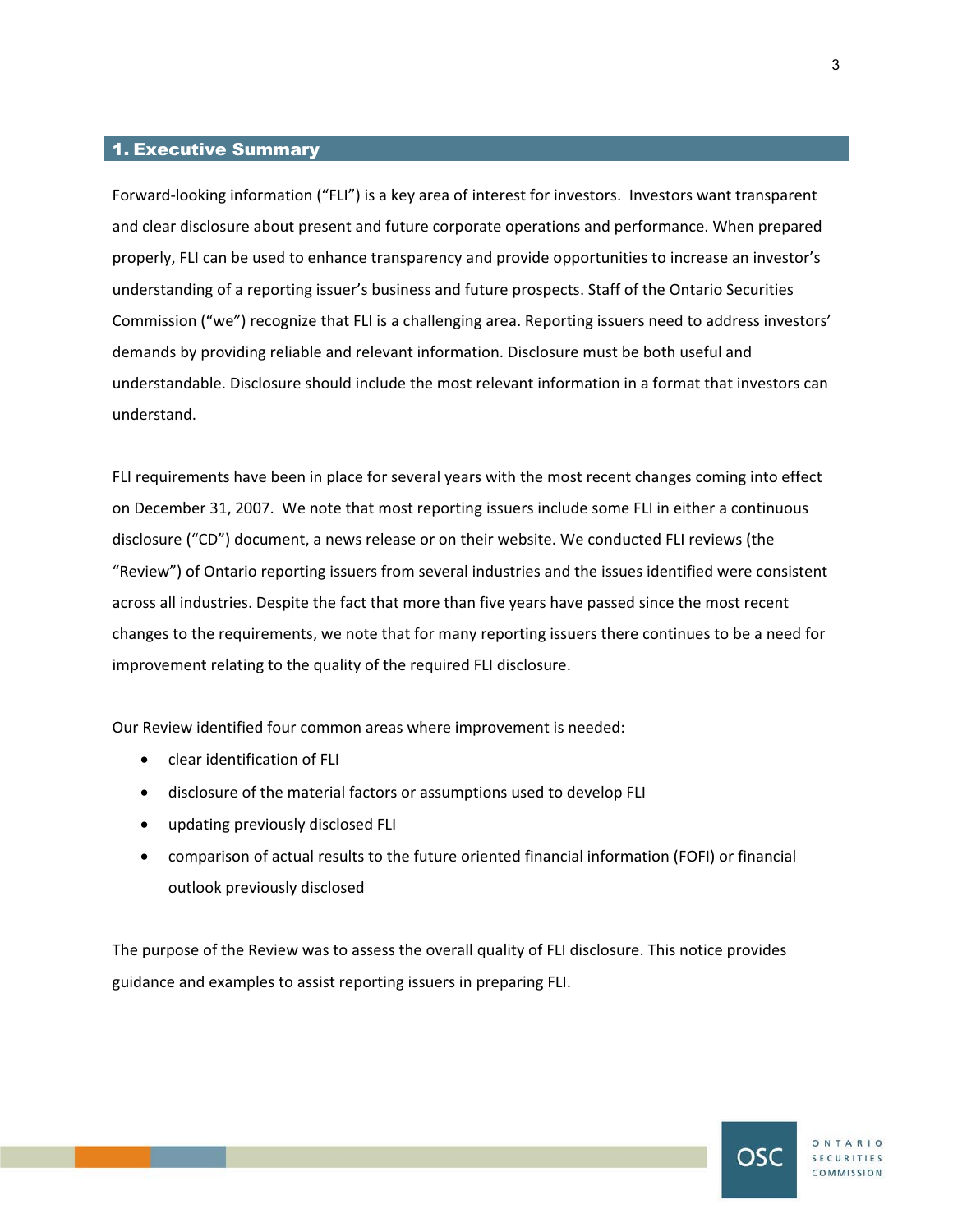## 1. Executive Summary

Forward-looking information ("FLI") is a key area of interest for investors. Investors want transparent and clear disclosure about present and future corporate operations and performance. When prepared properly, FLI can be used to enhance transparency and provide opportunities to increase an investor's understanding of a reporting issuer's business and future prospects. Staff of the Ontario Securities Commission ("we") recognize that FLI is a challenging area. Reporting issuers need to address investors' demands by providing reliable and relevant information. Disclosure must be both useful and understandable. Disclosure should include the most relevant information in a format that investors can understand.

FLI requirements have been in place for several years with the most recent changes coming into effect on December 31, 2007. We note that most reporting issuers include some FLI in either a continuous disclosure ("CD") document, a news release or on their website. We conducted FLI reviews (the "Review") of Ontario reporting issuers from several industries and the issues identified were consistent across all industries. Despite the fact that more than five years have passed since the most recent changes to the requirements, we note that for many reporting issuers there continues to be a need for improvement relating to the quality of the required FLI disclosure.

Our Review identified four common areas where improvement is needed:

- clear identification of FLI
- disclosure of the material factors or assumptions used to develop FLI
- updating previously disclosed FLI
- comparison of actual results to the future oriented financial information (FOFI) or financial outlook previously disclosed

The purpose of the Review was to assess the overall quality of FLI disclosure. This notice provides guidance and examples to assist reporting issuers in preparing FLI.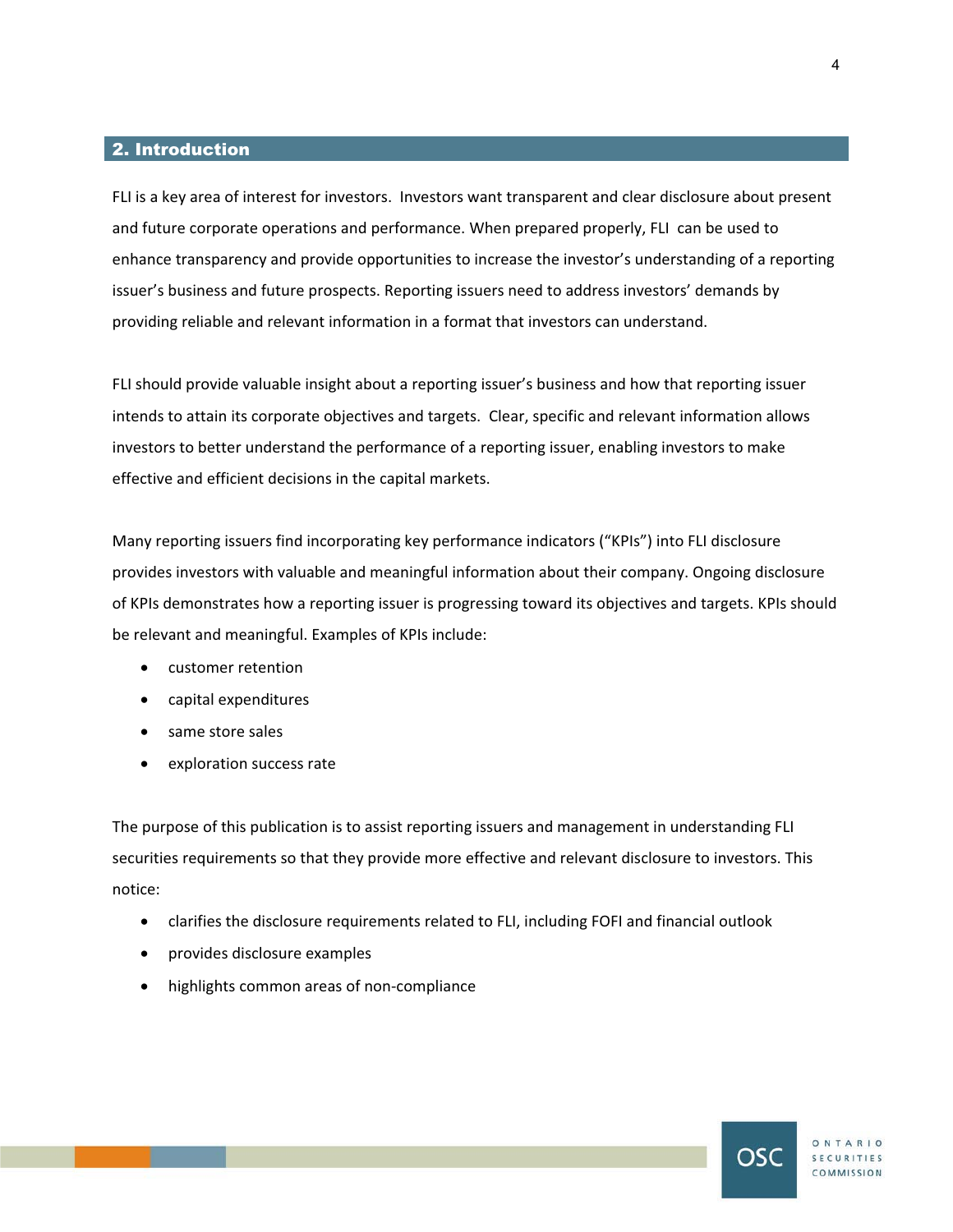## 2. Introduction

FLI is a key area of interest for investors. Investors want transparent and clear disclosure about present and future corporate operations and performance. When prepared properly, FLI can be used to enhance transparency and provide opportunities to increase the investor's understanding of a reporting issuer's business and future prospects. Reporting issuers need to address investors' demands by providing reliable and relevant information in a format that investors can understand.

FLI should provide valuable insight about a reporting issuer's business and how that reporting issuer intends to attain its corporate objectives and targets. Clear, specific and relevant information allows investors to better understand the performance of a reporting issuer, enabling investors to make effective and efficient decisions in the capital markets.

Many reporting issuers find incorporating key performance indicators ("KPIs") into FLI disclosure provides investors with valuable and meaningful information about their company. Ongoing disclosure of KPIs demonstrates how a reporting issuer is progressing toward its objectives and targets. KPIs should be relevant and meaningful. Examples of KPIs include:

- customer retention
- capital expenditures
- same store sales
- exploration success rate

The purpose of this publication is to assist reporting issuers and management in understanding FLI securities requirements so that they provide more effective and relevant disclosure to investors. This notice:

- clarifies the disclosure requirements related to FLI, including FOFI and financial outlook
- provides disclosure examples
- highlights common areas of non-compliance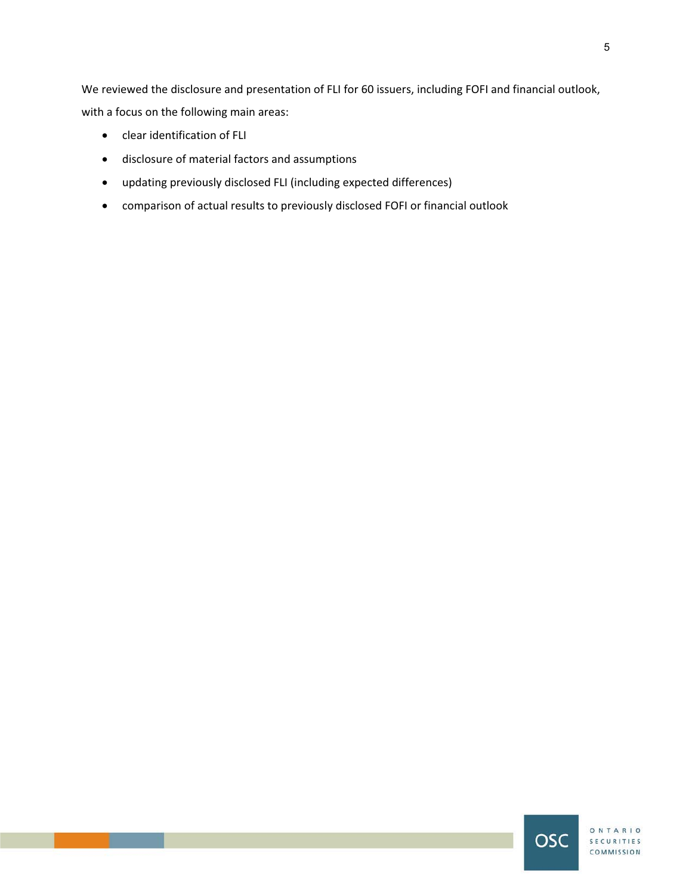We reviewed the disclosure and presentation of FLI for 60 issuers, including FOFI and financial outlook, with a focus on the following main areas:

- clear identification of FLI
- disclosure of material factors and assumptions
- updating previously disclosed FLI (including expected differences)
- comparison of actual results to previously disclosed FOFI or financial outlook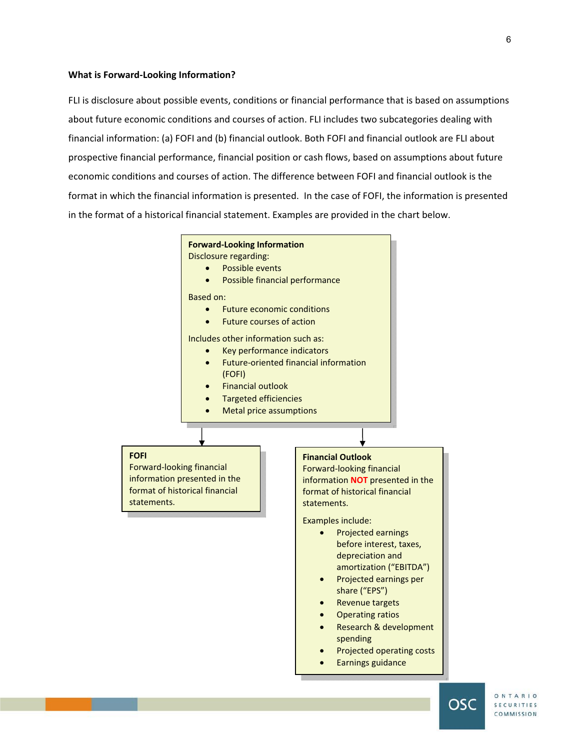**What is Forward-Looking Information?**

FLI is disclosure about possible events, conditions or financial performance that is based on assumptions about future economic conditions and courses of action. FLI includes two subcategories dealing with financial information: (a) FOFI and (b) financial outlook. Both FOFI and financial outlook are FLI about prospective financial performance, financial position or cash flows, based on assumptions about future economic conditions and courses of action. The difference between FOFI and financial outlook is the format in which the financial information is presented. In the case of FOFI, the information is presented in the format of a historical financial statement. Examples are provided in the chart below.

**Forward-Looking Information**

Disclosure regarding:

- Possible events
- Possible financial performance

Based on:

- Future economic conditions
- Future courses of action

Includes other information such as:

- Key performance indicators
- Future-oriented financial information (FOFI)
- Financial outlook
- Targeted efficiencies
- Metal price assumptions

**FOFI**

Forward-looking financial information presented in the format of historical financial statements.

**Financial Outlook**

Forward-looking financial information **NOT** presented in the format of historical financial statements.

Examples include:

- Projected earnings before interest, taxes, depreciation and amortization ("EBITDA")
- Projected earnings per share ("EPS")
- Revenue targets
- Operating ratios
- Research & development spending
- Projected operating costs
- Earnings guidance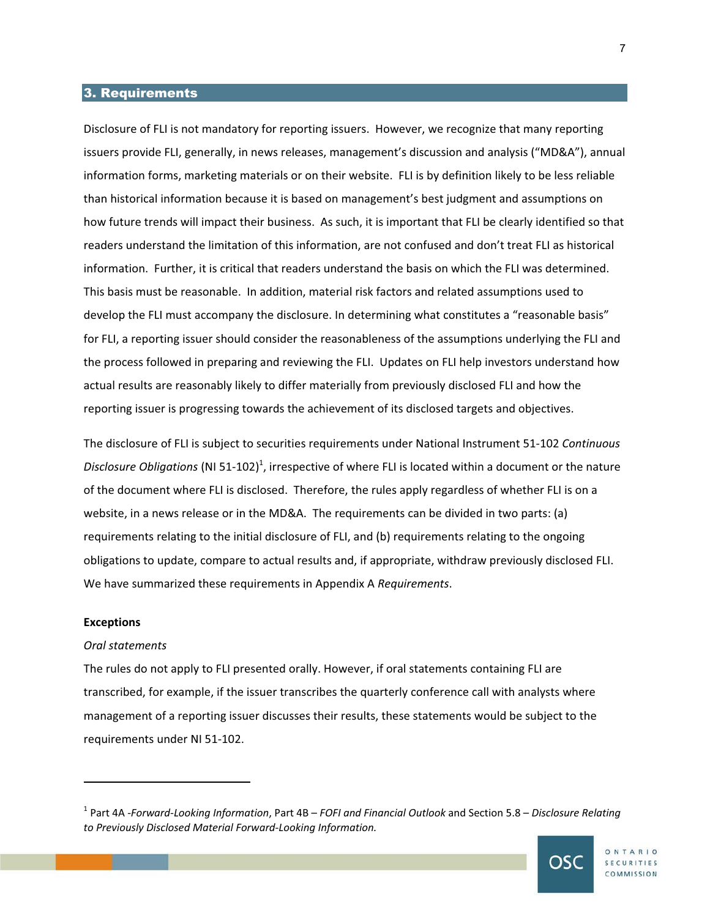## 3. Requirements

Disclosure of FLI is not mandatory for reporting issuers. However, we recognize that many reporting issuers provide FLI, generally, in news releases, management's discussion and analysis ("MD&A"), annual information forms, marketing materials or on their website. FLI is by definition likely to be less reliable than historical information because it is based on management's best judgment and assumptions on how future trends will impact their business. As such, it is important that FLI be clearly identified so that readers understand the limitation of this information, are not confused and don't treat FLI as historical information. Further, it is critical that readers understand the basis on which the FLI was determined. This basis must be reasonable. In addition, material risk factors and related assumptions used to develop the FLI must accompany the disclosure. In determining what constitutes a "reasonable basis" for FLI, a reporting issuer should consider the reasonableness of the assumptions underlying the FLI and the process followed in preparing and reviewing the FLI. Updates on FLI help investors understand how actual results are reasonably likely to differ materially from previously disclosed FLI and how the reporting issuer is progressing towards the achievement of its disclosed targets and objectives.

The disclosure of FLI is subject to securities requirements under National Instrument 51-102 *Continuous Disclosure Obligations* (NI 51-102)[1], irrespective of where FLI is located within a document or the nature of the document where FLI is disclosed. Therefore, the rules apply regardless of whether FLI is on a website, in a news release or in the MD&A. The requirements can be divided in two parts: (a) requirements relating to the initial disclosure of FLI, and (b) requirements relating to the ongoing obligations to update, compare to actual results and, if appropriate, withdraw previously disclosed FLI. We have summarized these requirements in Appendix A *Requirements*.

**Exceptions**

*Oral statements*

The rules do not apply to FLI presented orally. However, if oral statements containing FLI are transcribed, for example, if the issuer transcribes the quarterly conference call with analysts where management of a reporting issuer discusses their results, these statements would be subject to the requirements under NI 51-102.

---

[1] Part 4A -*Forward-Looking Information*, Part 4B – *FOFI and Financial Outlook* and Section 5.8 – *Disclosure Relating to Previously Disclosed Material Forward-Looking Information.*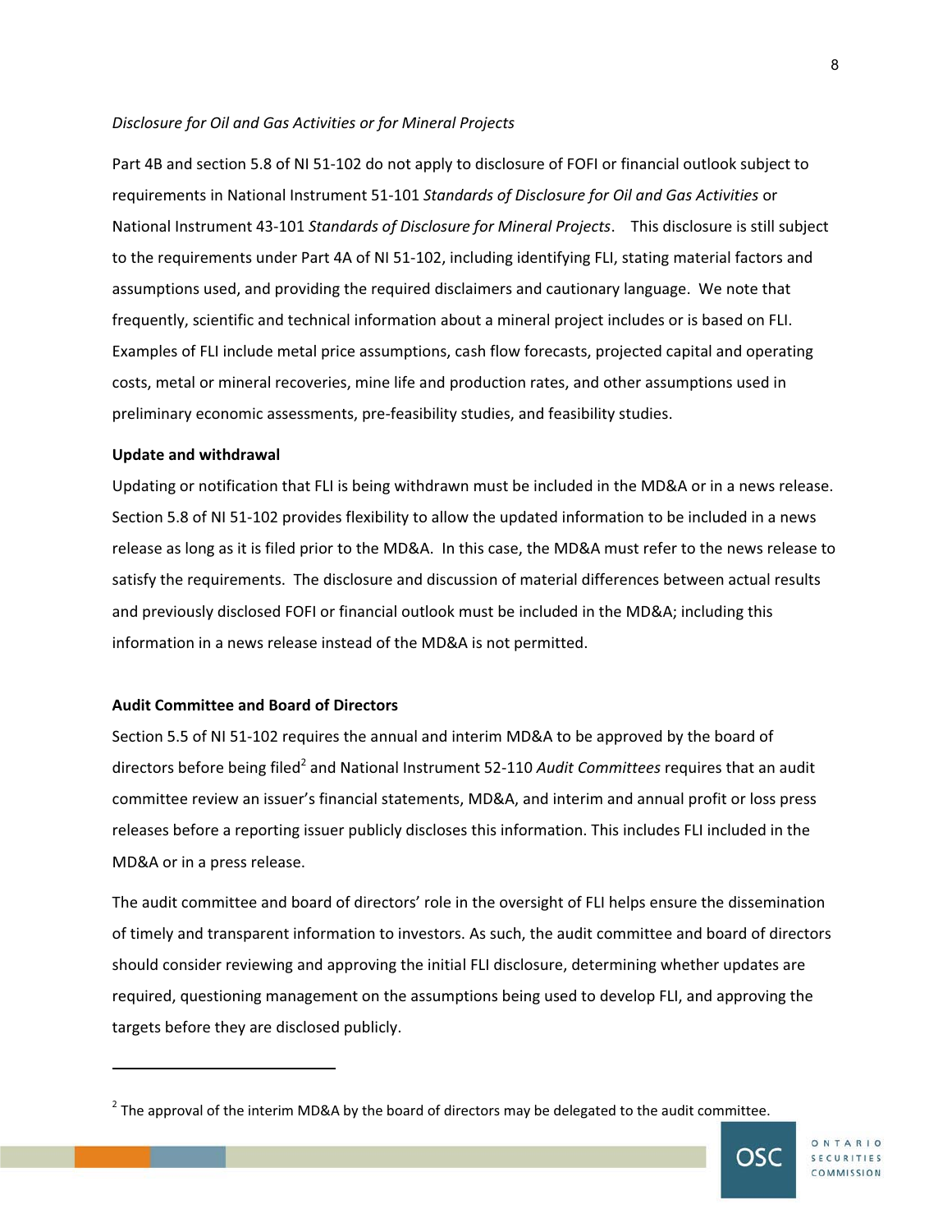*Disclosure for Oil and Gas Activities or for Mineral Projects*

Part 4B and section 5.8 of NI 51-102 do not apply to disclosure of FOFI or financial outlook subject to requirements in National Instrument 51-101 *Standards of Disclosure for Oil and Gas Activities* or National Instrument 43-101 *Standards of Disclosure for Mineral Projects*. This disclosure is still subject to the requirements under Part 4A of NI 51-102, including identifying FLI, stating material factors and assumptions used, and providing the required disclaimers and cautionary language. We note that frequently, scientific and technical information about a mineral project includes or is based on FLI. Examples of FLI include metal price assumptions, cash flow forecasts, projected capital and operating costs, metal or mineral recoveries, mine life and production rates, and other assumptions used in preliminary economic assessments, pre-feasibility studies, and feasibility studies.

**Update and withdrawal**

Updating or notification that FLI is being withdrawn must be included in the MD&A or in a news release. Section 5.8 of NI 51-102 provides flexibility to allow the updated information to be included in a news release as long as it is filed prior to the MD&A. In this case, the MD&A must refer to the news release to satisfy the requirements. The disclosure and discussion of material differences between actual results and previously disclosed FOFI or financial outlook must be included in the MD&A; including this information in a news release instead of the MD&A is not permitted.

**Audit Committee and Board of Directors**

Section 5.5 of NI 51-102 requires the annual and interim MD&A to be approved by the board of directors before being filed[2] and National Instrument 52-110 *Audit Committees* requires that an audit committee review an issuer's financial statements, MD&A, and interim and annual profit or loss press releases before a reporting issuer publicly discloses this information. This includes FLI included in the MD&A or in a press release.

The audit committee and board of directors' role in the oversight of FLI helps ensure the dissemination of timely and transparent information to investors. As such, the audit committee and board of directors should consider reviewing and approving the initial FLI disclosure, determining whether updates are required, questioning management on the assumptions being used to develop FLI, and approving the targets before they are disclosed publicly.

---

[2] The approval of the interim MD&A by the board of directors may be delegated to the audit committee.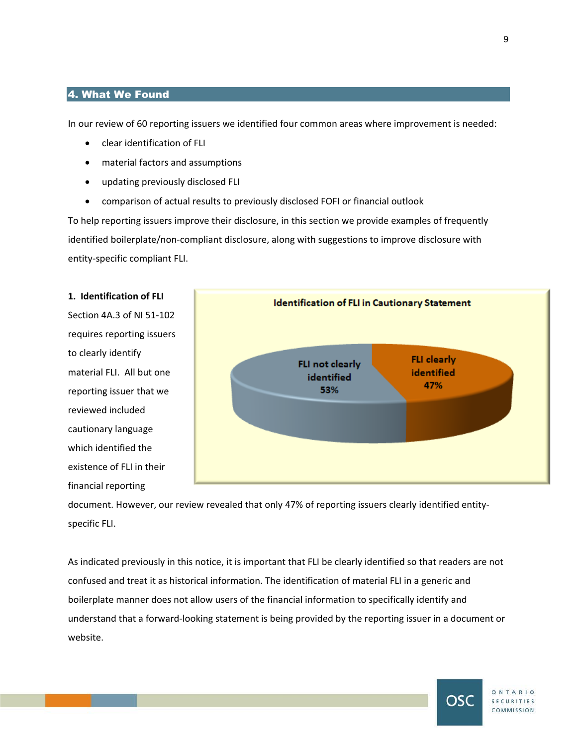## 4. What We Found

In our review of 60 reporting issuers we identified four common areas where improvement is needed:

- clear identification of FLI
- material factors and assumptions
- updating previously disclosed FLI
- comparison of actual results to previously disclosed FOFI or financial outlook

To help reporting issuers improve their disclosure, in this section we provide examples of frequently identified boilerplate/non-compliant disclosure, along with suggestions to improve disclosure with entity-specific compliant FLI.

**1. Identification of FLI**

Section 4A.3 of NI 51-102 requires reporting issuers to clearly identify material FLI. All but one reporting issuer that we reviewed included cautionary language which identified the existence of FLI in their financial reporting document. However, our review revealed that only 47% of reporting issuers clearly identified entity-specific FLI.

**Identification of FLI in Cautionary Statement**

| Category | Percentage |
| --- | --- |
| FLI not clearly identified | 53% |
| FLI clearly identified | 47% |

As indicated previously in this notice, it is important that FLI be clearly identified so that readers are not confused and treat it as historical information. The identification of material FLI in a generic and boilerplate manner does not allow users of the financial information to specifically identify and understand that a forward-looking statement is being provided by the reporting issuer in a document or website.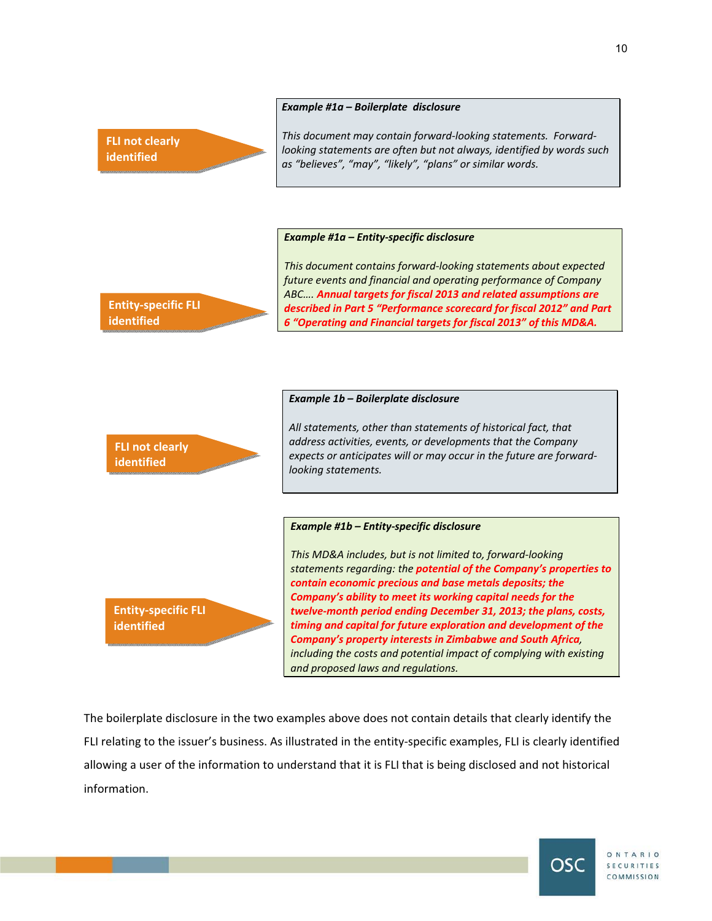**FLI not clearly identified**

> ***Example #1a – Boilerplate disclosure***
>
> *This document may contain forward-looking statements. Forward-looking statements are often but not always, identified by words such as “believes”, “may”, “likely”, “plans” or similar words.*

**Entity-specific FLI identified**

> ***Example #1a – Entity-specific disclosure***
>
> *This document contains forward-looking statements about expected future events and financial and operating performance of Company ABC…. **Annual targets for fiscal 2013 and related assumptions are described in Part 5 “Performance scorecard for fiscal 2012” and Part 6 “Operating and Financial targets for fiscal 2013” of this MD&A.***

**FLI not clearly identified**

> ***Example 1b – Boilerplate disclosure***
>
> *All statements, other than statements of historical fact, that address activities, events, or developments that the Company expects or anticipates will or may occur in the future are forward-looking statements.*

**Entity-specific FLI identified**

> ***Example #1b – Entity-specific disclosure***
>
> *This MD&A includes, but is not limited to, forward-looking statements regarding: the **potential of the Company’s properties to contain economic precious and base metals deposits; the Company’s ability to meet its working capital needs for the twelve-month period ending December 31, 2013; the plans, costs, timing and capital for future exploration and development of the Company’s property interests in Zimbabwe and South Africa**, including the costs and potential impact of complying with existing and proposed laws and regulations.*

The boilerplate disclosure in the two examples above does not contain details that clearly identify the FLI relating to the issuer’s business. As illustrated in the entity-specific examples, FLI is clearly identified allowing a user of the information to understand that it is FLI that is being disclosed and not historical information.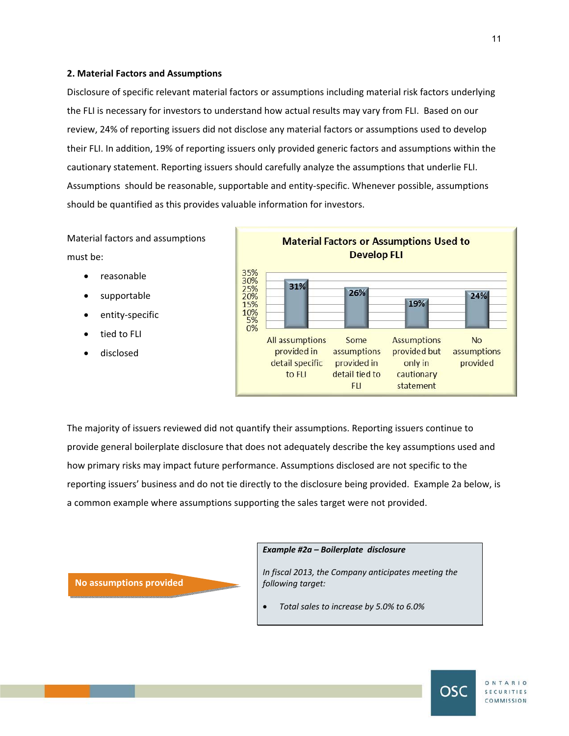**2. Material Factors and Assumptions**

Disclosure of specific relevant material factors or assumptions including material risk factors underlying the FLI is necessary for investors to understand how actual results may vary from FLI. Based on our review, 24% of reporting issuers did not disclose any material factors or assumptions used to develop their FLI. In addition, 19% of reporting issuers only provided generic factors and assumptions within the cautionary statement. Reporting issuers should carefully analyze the assumptions that underlie FLI. Assumptions should be reasonable, supportable and entity-specific. Whenever possible, assumptions should be quantified as this provides valuable information for investors.

Material factors and assumptions must be:

- reasonable
- supportable
- entity-specific
- tied to FLI
- disclosed

**Material Factors or Assumptions Used to Develop FLI**

| Category | Percentage |
|---|---|
| All assumptions provided in detail specific to FLI | 31% |
| Some assumptions provided in detail tied to FLI | 26% |
| Assumptions provided but only in cautionary statement | 19% |
| No assumptions provided | 24% |

The majority of issuers reviewed did not quantify their assumptions. Reporting issuers continue to provide general boilerplate disclosure that does not adequately describe the key assumptions used and how primary risks may impact future performance. Assumptions disclosed are not specific to the reporting issuers' business and do not tie directly to the disclosure being provided. Example 2a below, is a common example where assumptions supporting the sales target were not provided.

**No assumptions provided**

> ***Example #2a – Boilerplate disclosure***
>
> *In fiscal 2013, the Company anticipates meeting the following target:*
>
> - *Total sales to increase by 5.0% to 6.0%*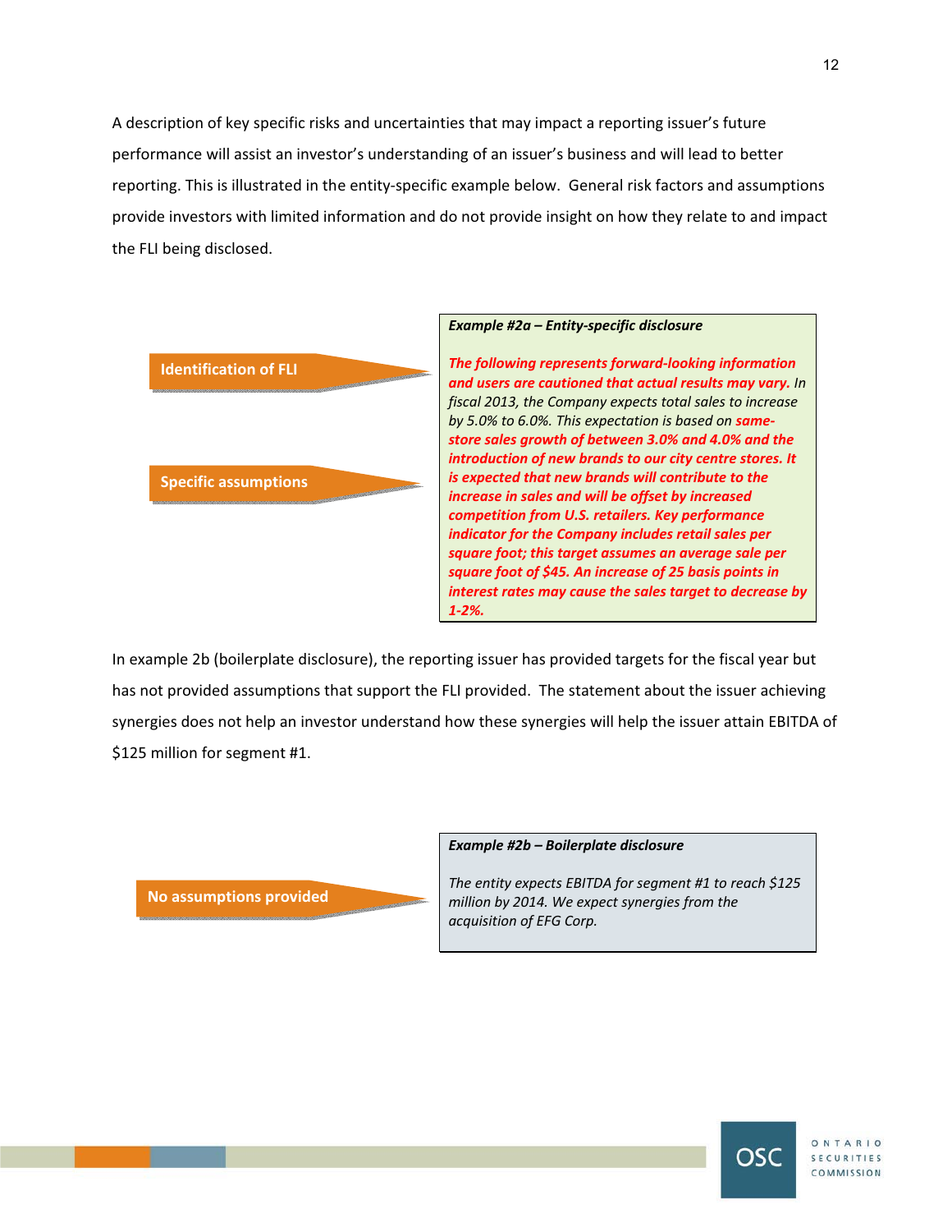A description of key specific risks and uncertainties that may impact a reporting issuer's future performance will assist an investor's understanding of an issuer's business and will lead to better reporting. This is illustrated in the entity-specific example below. General risk factors and assumptions provide investors with limited information and do not provide insight on how they relate to and impact the FLI being disclosed.

**Identification of FLI**

**Specific assumptions**

> ***Example #2a – Entity-specific disclosure***
>
> ***The following represents forward-looking information and users are cautioned that actual results may vary.*** *In fiscal 2013, the Company expects total sales to increase by 5.0% to 6.0%. This expectation is based on* ***same-store sales growth of between 3.0% and 4.0% and the introduction of new brands to our city centre stores. It is expected that new brands will contribute to the increase in sales and will be offset by increased competition from U.S. retailers. Key performance indicator for the Company includes retail sales per square foot; this target assumes an average sale per square foot of $45. An increase of 25 basis points in interest rates may cause the sales target to decrease by 1-2%.***

In example 2b (boilerplate disclosure), the reporting issuer has provided targets for the fiscal year but has not provided assumptions that support the FLI provided. The statement about the issuer achieving synergies does not help an investor understand how these synergies will help the issuer attain EBITDA of $125 million for segment #1.

**No assumptions provided**

> ***Example #2b – Boilerplate disclosure***
>
> *The entity expects EBITDA for segment #1 to reach $125 million by 2014. We expect synergies from the acquisition of EFG Corp.*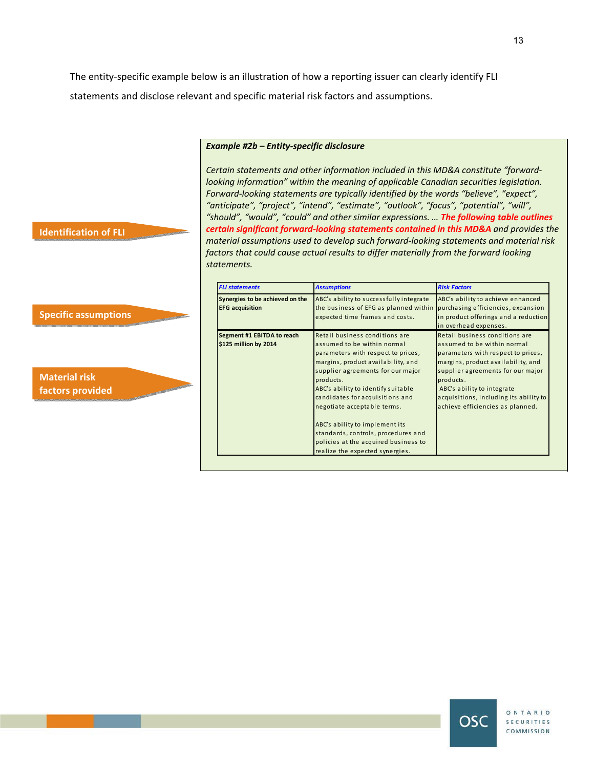The entity-specific example below is an illustration of how a reporting issuer can clearly identify FLI statements and disclose relevant and specific material risk factors and assumptions.

**Identification of FLI**

**Specific assumptions**

**Material risk factors provided**

***Example #2b – Entity-specific disclosure***

*Certain statements and other information included in this MD&A constitute "forward-looking information" within the meaning of applicable Canadian securities legislation. Forward-looking statements are typically identified by the words "believe", "expect", "anticipate", "project", "intend", "estimate", "outlook", "focus", "potential", "will", "should", "would", "could" and other similar expressions. … **The following table outlines certain significant forward-looking statements contained in this MD&A** and provides the material assumptions used to develop such forward-looking statements and material risk factors that could cause actual results to differ materially from the forward looking statements.*

| *FLI statements* | *Assumptions* | *Risk Factors* |
|---|---|---|
| **Synergies to be achieved on the EFG acquisition** | ABC's ability to successfully integrate the business of EFG as planned within expected time frames and costs. | ABC's ability to achieve enhanced purchasing efficiencies, expansion in product offerings and a reduction in overhead expenses. |
| **Segment #1 EBITDA to reach $125 million by 2014** | Retail business conditions are assumed to be within normal parameters with respect to prices, margins, product availability, and supplier agreements for our major products.<br>ABC's ability to identify suitable candidates for acquisitions and negotiate acceptable terms.<br><br>ABC's ability to implement its standards, controls, procedures and policies at the acquired business to realize the expected synergies. | Retail business conditions are assumed to be within normal parameters with respect to prices, margins, product availability, and supplier agreements for our major products.<br>ABC's ability to integrate acquisitions, including its ability to achieve efficiencies as planned. |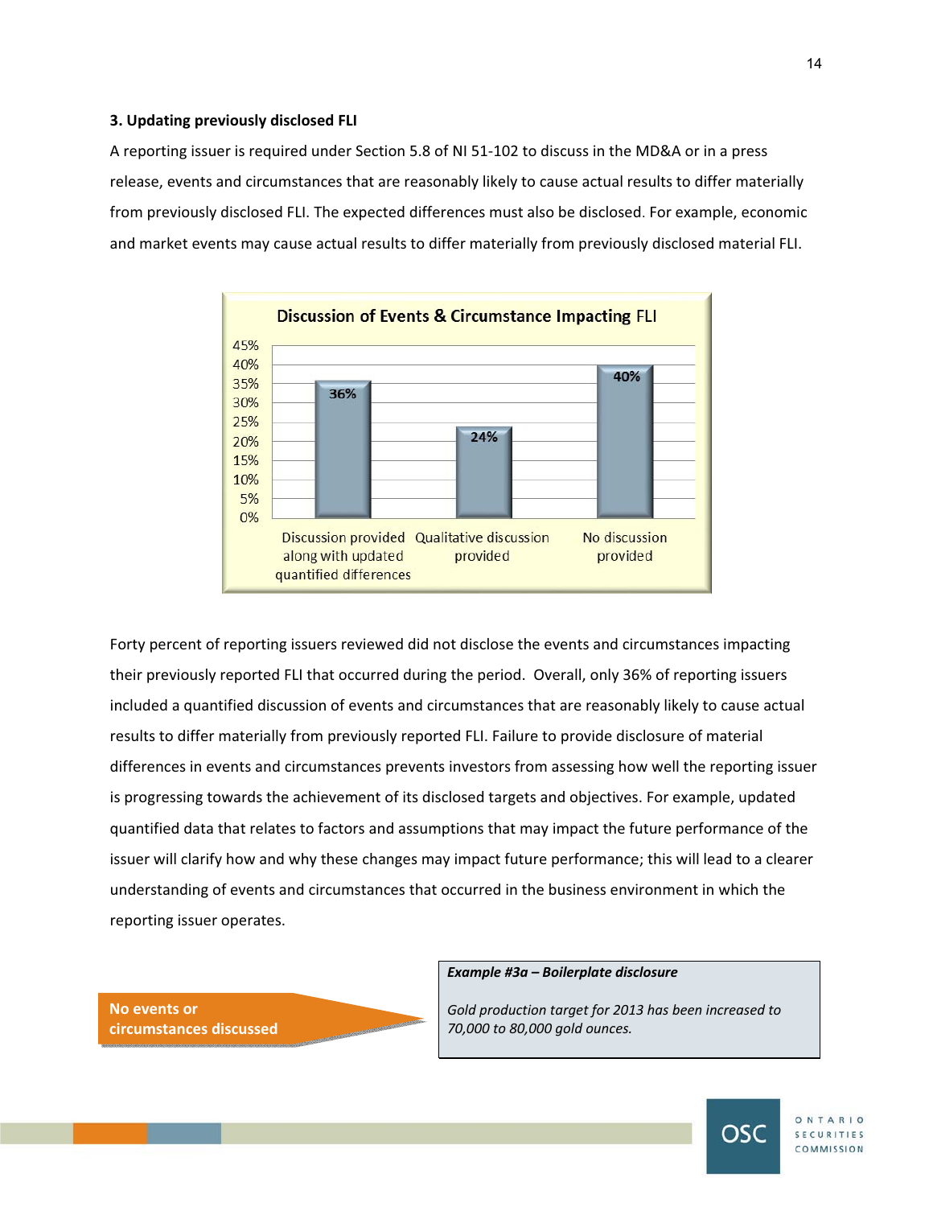### 3. Updating previously disclosed FLI

A reporting issuer is required under Section 5.8 of NI 51-102 to discuss in the MD&A or in a press release, events and circumstances that are reasonably likely to cause actual results to differ materially from previously disclosed FLI. The expected differences must also be disclosed. For example, economic and market events may cause actual results to differ materially from previously disclosed material FLI.

**Discussion of Events & Circumstance Impacting FLI**

| Category | Percentage |
| --- | --- |
| Discussion provided along with updated quantified differences | 36% |
| Qualitative discussion provided | 24% |
| No discussion provided | 40% |

Forty percent of reporting issuers reviewed did not disclose the events and circumstances impacting their previously reported FLI that occurred during the period. Overall, only 36% of reporting issuers included a quantified discussion of events and circumstances that are reasonably likely to cause actual results to differ materially from previously reported FLI. Failure to provide disclosure of material differences in events and circumstances prevents investors from assessing how well the reporting issuer is progressing towards the achievement of its disclosed targets and objectives. For example, updated quantified data that relates to factors and assumptions that may impact the future performance of the issuer will clarify how and why these changes may impact future performance; this will lead to a clearer understanding of events and circumstances that occurred in the business environment in which the reporting issuer operates.

**No events or circumstances discussed**

***Example #3a – Boilerplate disclosure***

*Gold production target for 2013 has been increased to 70,000 to 80,000 gold ounces.*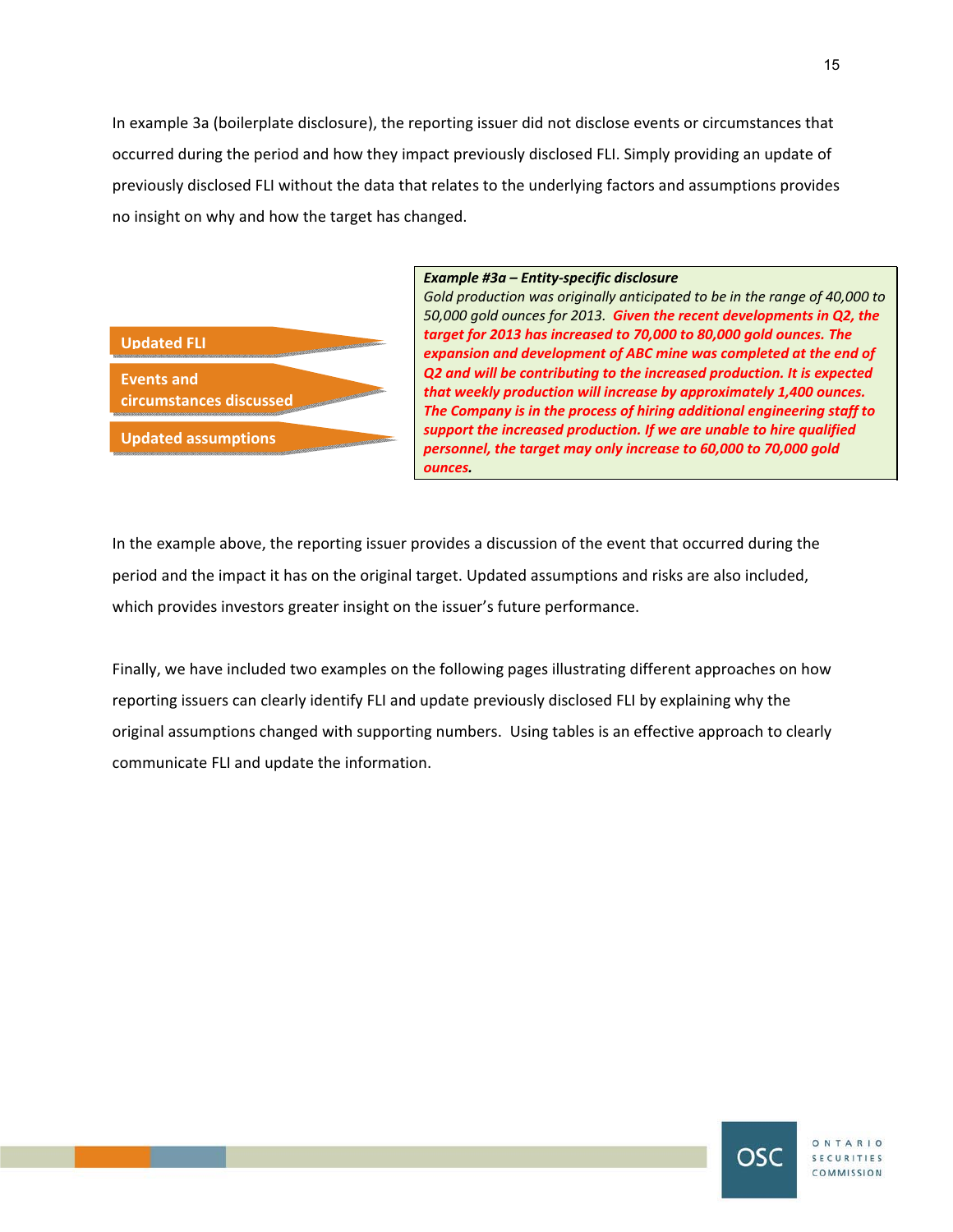In example 3a (boilerplate disclosure), the reporting issuer did not disclose events or circumstances that occurred during the period and how they impact previously disclosed FLI. Simply providing an update of previously disclosed FLI without the data that relates to the underlying factors and assumptions provides no insight on why and how the target has changed.

- **Updated FLI**
- **Events and circumstances discussed**
- **Updated assumptions**

> ***Example #3a – Entity-specific disclosure***
> *Gold production was originally anticipated to be in the range of 40,000 to 50,000 gold ounces for 2013.* ***Given the recent developments in Q2, the target for 2013 has increased to 70,000 to 80,000 gold ounces. The expansion and development of ABC mine was completed at the end of Q2 and will be contributing to the increased production. It is expected that weekly production will increase by approximately 1,400 ounces. The Company is in the process of hiring additional engineering staff to support the increased production. If we are unable to hire qualified personnel, the target may only increase to 60,000 to 70,000 gold ounces.***

In the example above, the reporting issuer provides a discussion of the event that occurred during the period and the impact it has on the original target. Updated assumptions and risks are also included, which provides investors greater insight on the issuer's future performance.

Finally, we have included two examples on the following pages illustrating different approaches on how reporting issuers can clearly identify FLI and update previously disclosed FLI by explaining why the original assumptions changed with supporting numbers. Using tables is an effective approach to clearly communicate FLI and update the information.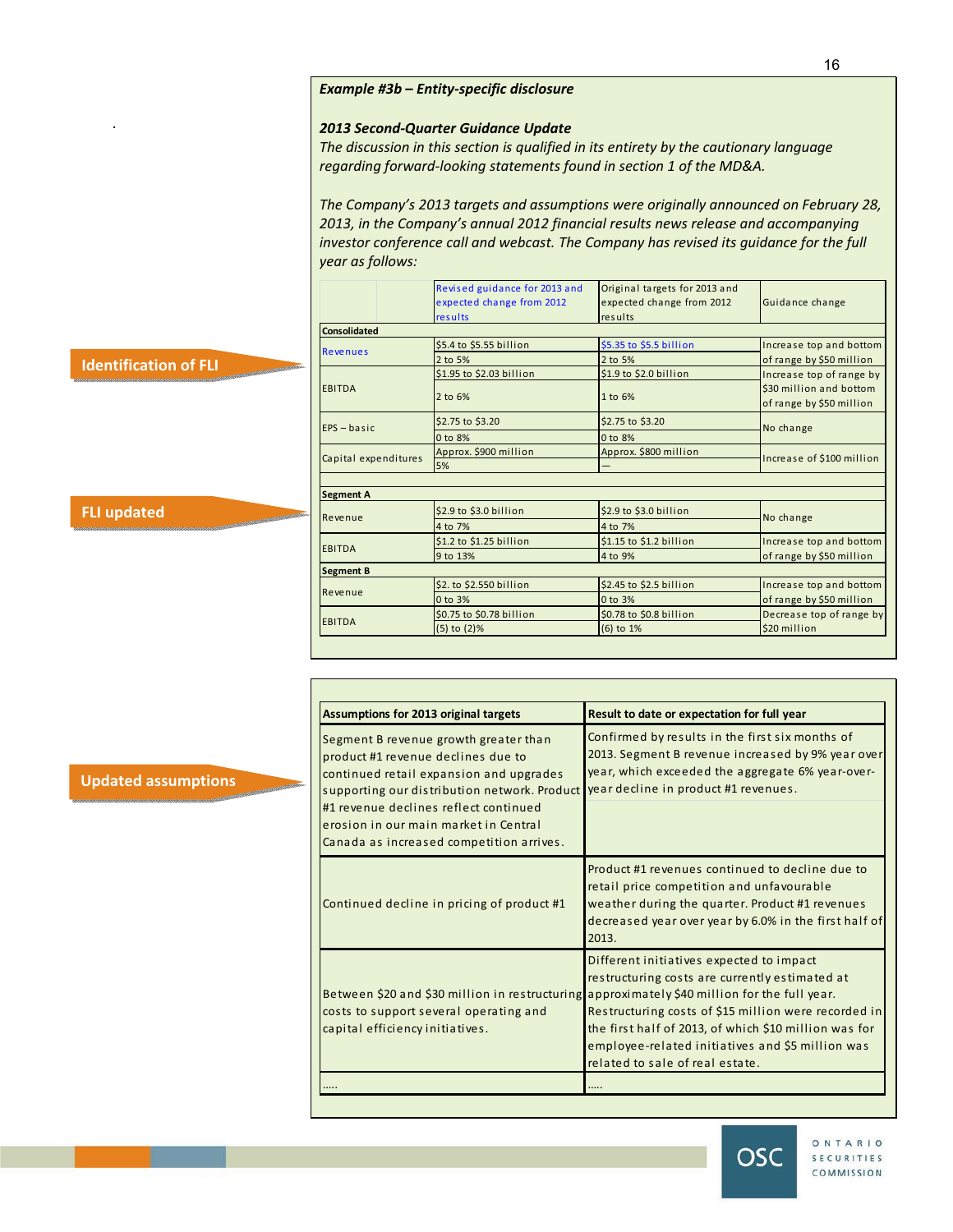**Example #3b – Entity-specific disclosure**

***2013 Second-Quarter Guidance Update***

*The discussion in this section is qualified in its entirety by the cautionary language regarding forward-looking statements found in section 1 of the MD&A.*

*The Company's 2013 targets and assumptions were originally announced on February 28, 2013, in the Company's annual 2012 financial results news release and accompanying investor conference call and webcast. The Company has revised its guidance for the full year as follows:*

Identification of FLI

FLI updated

| | Revised guidance for 2013 and expected change from 2012 results | Original targets for 2013 and expected change from 2012 results | Guidance change |
|---|---|---|---|
| **Consolidated** | | | |
| Revenues | $5.4 to $5.55 billion<br>2 to 5% | $5.35 to $5.5 billion<br>2 to 5% | Increase top and bottom of range by $50 million |
| EBITDA | $1.95 to $2.03 billion<br>2 to 6% | $1.9 to $2.0 billion<br>1 to 6% | Increase top of range by $30 million and bottom of range by $50 million |
| EPS – basic | $2.75 to $3.20<br>0 to 8% | $2.75 to $3.20<br>0 to 8% | No change |
| Capital expenditures | Approx. $900 million<br>5% | Approx. $800 million<br>— | Increase of $100 million |
| | | | |
| **Segment A** | | | |
| Revenue | $2.9 to $3.0 billion<br>4 to 7% | $2.9 to $3.0 billion<br>4 to 7% | No change |
| EBITDA | $1.2 to $1.25 billion<br>9 to 13% | $1.15 to $1.2 billion<br>4 to 9% | Increase top and bottom of range by $50 million |
| **Segment B** | | | |
| Revenue | $2. to $2.550 billion<br>0 to 3% | $2.45 to $2.5 billion<br>0 to 3% | Increase top and bottom of range by $50 million |
| EBITDA | $0.75 to $0.78 billion<br>(5) to (2)% | $0.78 to $0.8 billion<br>(6) to 1% | Decrease top of range by $20 million |

Updated assumptions

| Assumptions for 2013 original targets | Result to date or expectation for full year |
|---|---|
| Segment B revenue growth greater than product #1 revenue declines due to continued retail expansion and upgrades supporting our distribution network. Product #1 revenue declines reflect continued erosion in our main market in Central Canada as increased competition arrives. | Confirmed by results in the first six months of 2013. Segment B revenue increased by 9% year over year, which exceeded the aggregate 6% year-over-year decline in product #1 revenues. |
| Continued decline in pricing of product #1 | Product #1 revenues continued to decline due to retail price competition and unfavourable weather during the quarter. Product #1 revenues decreased year over year by 6.0% in the first half of 2013. |
| Between $20 and $30 million in restructuring costs to support several operating and capital efficiency initiatives. | Different initiatives expected to impact restructuring costs are currently estimated at approximately $40 million for the full year. Restructuring costs of $15 million were recorded in the first half of 2013, of which $10 million was for employee-related initiatives and $5 million was related to sale of real estate. |
| ..... | ..... |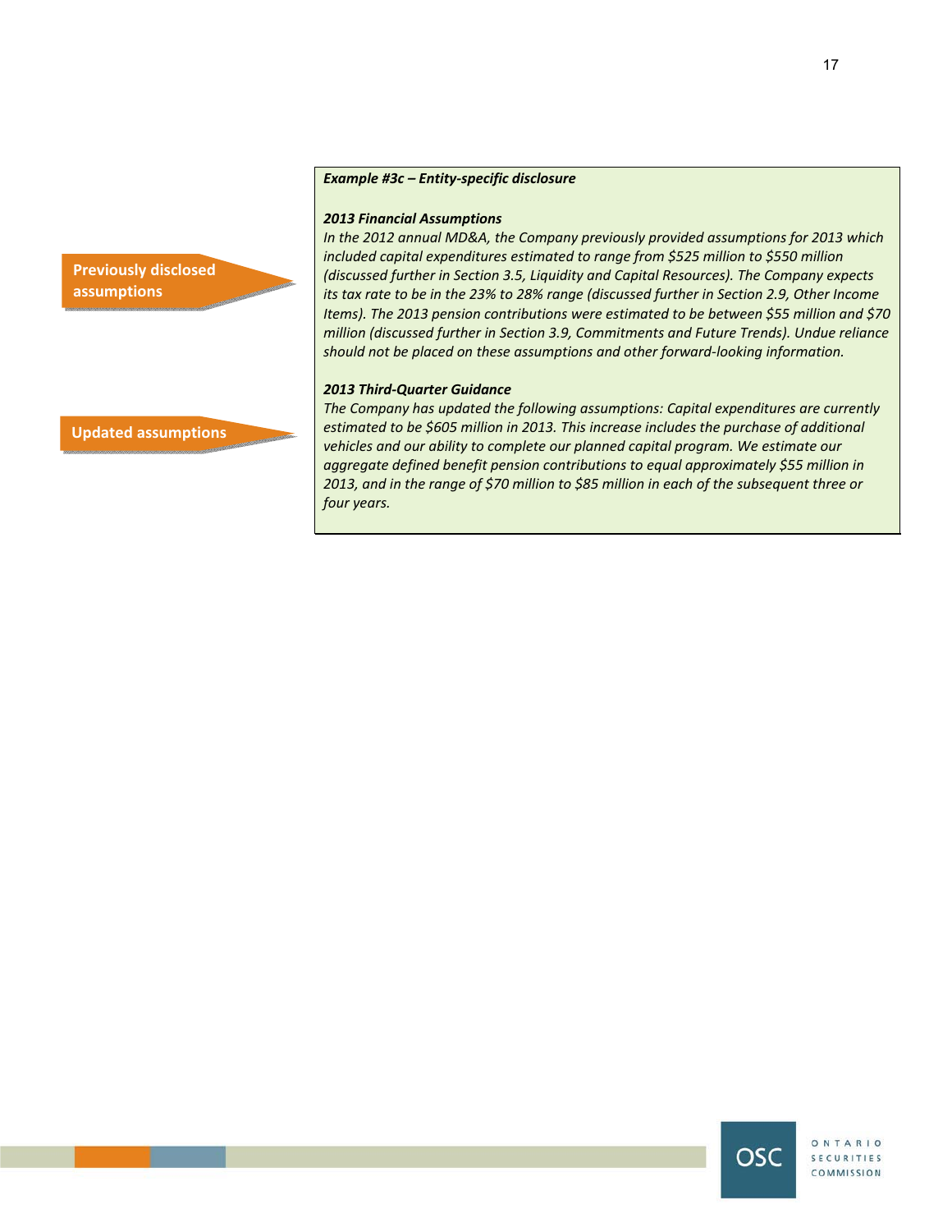**Previously disclosed assumptions**

**Updated assumptions**

***Example #3c – Entity-specific disclosure***

***2013 Financial Assumptions***

*In the 2012 annual MD&A, the Company previously provided assumptions for 2013 which included capital expenditures estimated to range from $525 million to $550 million (discussed further in Section 3.5, Liquidity and Capital Resources). The Company expects its tax rate to be in the 23% to 28% range (discussed further in Section 2.9, Other Income Items). The 2013 pension contributions were estimated to be between $55 million and $70 million (discussed further in Section 3.9, Commitments and Future Trends). Undue reliance should not be placed on these assumptions and other forward-looking information.*

***2013 Third-Quarter Guidance***

*The Company has updated the following assumptions: Capital expenditures are currently estimated to be $605 million in 2013. This increase includes the purchase of additional vehicles and our ability to complete our planned capital program. We estimate our aggregate defined benefit pension contributions to equal approximately $55 million in 2013, and in the range of $70 million to $85 million in each of the subsequent three or four years.*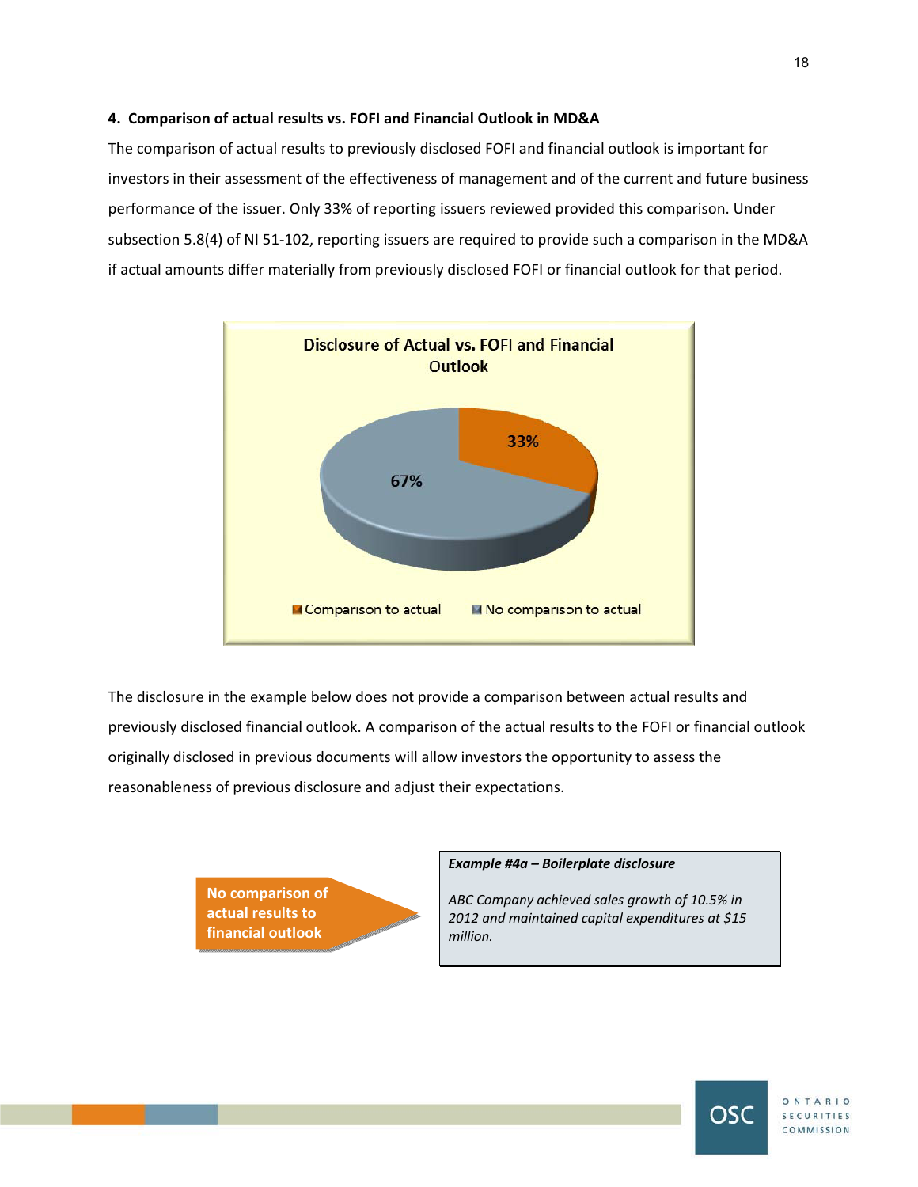**4. Comparison of actual results vs. FOFI and Financial Outlook in MD&A**

The comparison of actual results to previously disclosed FOFI and financial outlook is important for investors in their assessment of the effectiveness of management and of the current and future business performance of the issuer. Only 33% of reporting issuers reviewed provided this comparison. Under subsection 5.8(4) of NI 51-102, reporting issuers are required to provide such a comparison in the MD&A if actual amounts differ materially from previously disclosed FOFI or financial outlook for that period.

**Disclosure of Actual vs. FOFI and Financial Outlook**

| Category | Percentage |
| --- | --- |
| Comparison to actual | 33% |
| No comparison to actual | 67% |

The disclosure in the example below does not provide a comparison between actual results and previously disclosed financial outlook. A comparison of the actual results to the FOFI or financial outlook originally disclosed in previous documents will allow investors the opportunity to assess the reasonableness of previous disclosure and adjust their expectations.

**No comparison of actual results to financial outlook**

***Example #4a – Boilerplate disclosure***

*ABC Company achieved sales growth of 10.5% in 2012 and maintained capital expenditures at $15 million.*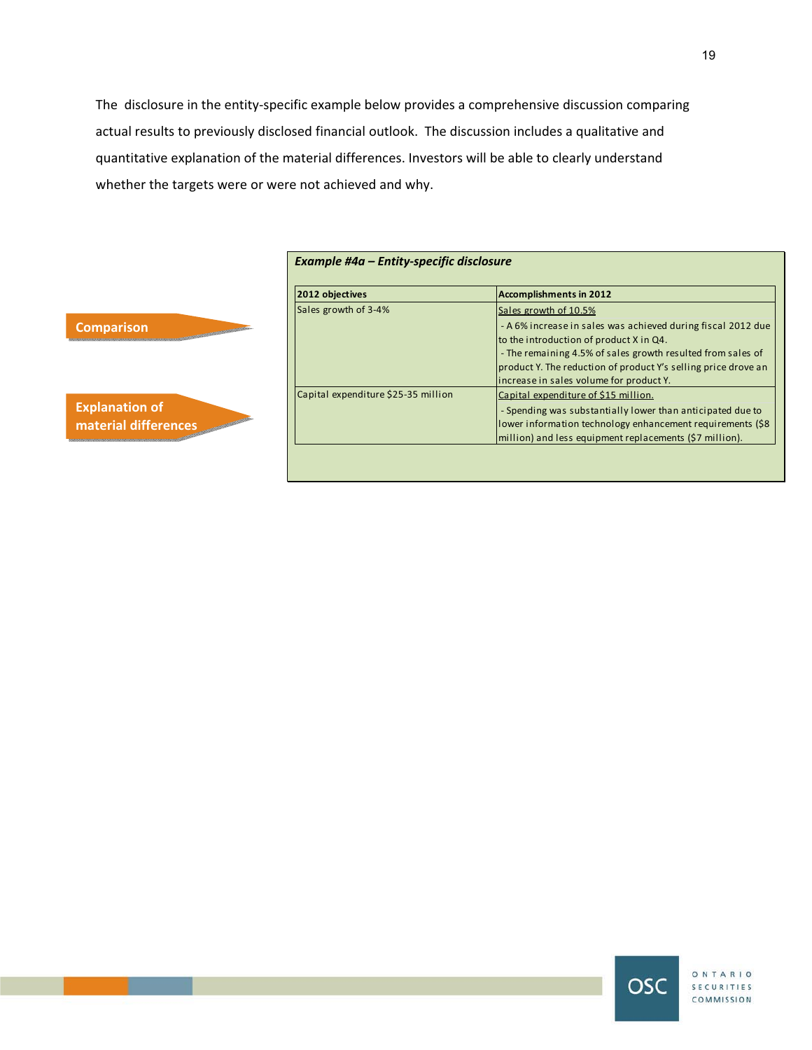The disclosure in the entity-specific example below provides a comprehensive discussion comparing actual results to previously disclosed financial outlook. The discussion includes a qualitative and quantitative explanation of the material differences. Investors will be able to clearly understand whether the targets were or were not achieved and why.

**Comparison**

**Explanation of material differences**

***Example #4a – Entity-specific disclosure***

| **2012 objectives** | **Accomplishments in 2012** |
|---|---|
| Sales growth of 3-4% | Sales growth of 10.5%<br>- A 6% increase in sales was achieved during fiscal 2012 due to the introduction of product X in Q4.<br>- The remaining 4.5% of sales growth resulted from sales of product Y. The reduction of product Y's selling price drove an increase in sales volume for product Y. |
| Capital expenditure $25-35 million | Capital expenditure of $15 million.<br>- Spending was substantially lower than anticipated due to lower information technology enhancement requirements ($8 million) and less equipment replacements ($7 million). |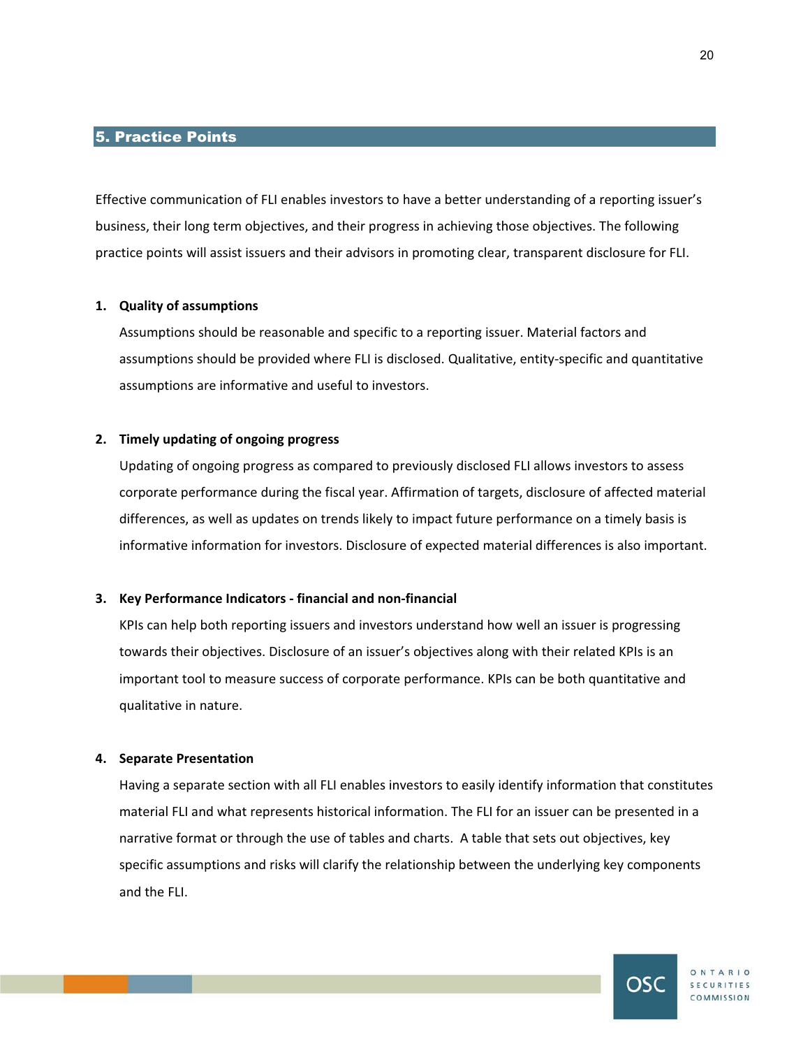## 5. Practice Points

Effective communication of FLI enables investors to have a better understanding of a reporting issuer's business, their long term objectives, and their progress in achieving those objectives. The following practice points will assist issuers and their advisors in promoting clear, transparent disclosure for FLI.

1. **Quality of assumptions**

   Assumptions should be reasonable and specific to a reporting issuer. Material factors and assumptions should be provided where FLI is disclosed. Qualitative, entity-specific and quantitative assumptions are informative and useful to investors.

2. **Timely updating of ongoing progress**

   Updating of ongoing progress as compared to previously disclosed FLI allows investors to assess corporate performance during the fiscal year. Affirmation of targets, disclosure of affected material differences, as well as updates on trends likely to impact future performance on a timely basis is informative information for investors. Disclosure of expected material differences is also important.

3. **Key Performance Indicators - financial and non-financial**

   KPIs can help both reporting issuers and investors understand how well an issuer is progressing towards their objectives. Disclosure of an issuer's objectives along with their related KPIs is an important tool to measure success of corporate performance. KPIs can be both quantitative and qualitative in nature.

4. **Separate Presentation**

   Having a separate section with all FLI enables investors to easily identify information that constitutes material FLI and what represents historical information. The FLI for an issuer can be presented in a narrative format or through the use of tables and charts. A table that sets out objectives, key specific assumptions and risks will clarify the relationship between the underlying key components and the FLI.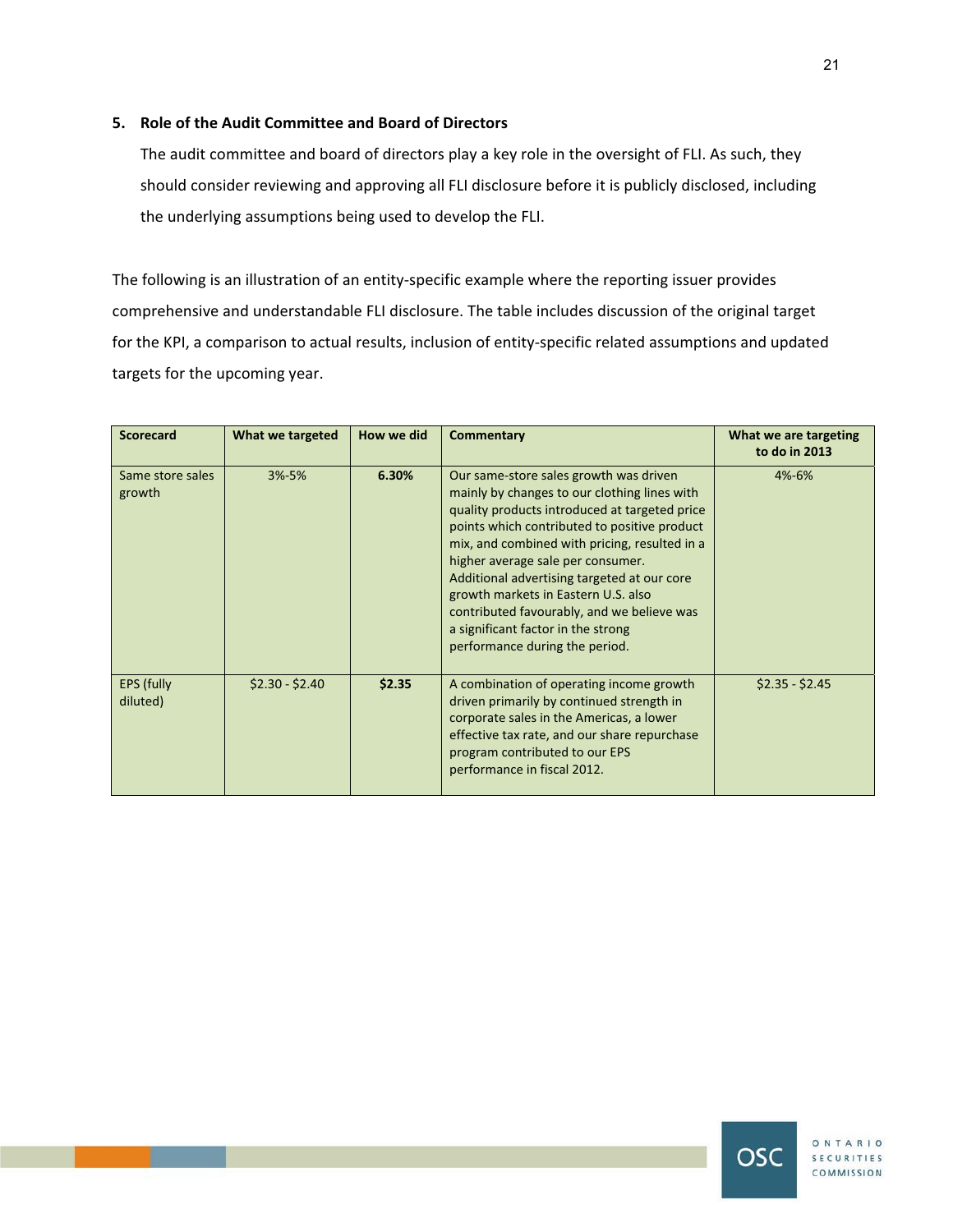5. **Role of the Audit Committee and Board of Directors**

   The audit committee and board of directors play a key role in the oversight of FLI. As such, they should consider reviewing and approving all FLI disclosure before it is publicly disclosed, including the underlying assumptions being used to develop the FLI.

The following is an illustration of an entity-specific example where the reporting issuer provides comprehensive and understandable FLI disclosure. The table includes discussion of the original target for the KPI, a comparison to actual results, inclusion of entity-specific related assumptions and updated targets for the upcoming year.

| **Scorecard** | **What we targeted** | **How we did** | **Commentary** | **What we are targeting to do in 2013** |
|---|---|---|---|---|
| Same store sales growth | 3%-5% | **6.30%** | Our same-store sales growth was driven mainly by changes to our clothing lines with quality products introduced at targeted price points which contributed to positive product mix, and combined with pricing, resulted in a higher average sale per consumer. Additional advertising targeted at our core growth markets in Eastern U.S. also contributed favourably, and we believe was a significant factor in the strong performance during the period. | 4%-6% |
| EPS (fully diluted) | $2.30 - $2.40 | **$2.35** | A combination of operating income growth driven primarily by continued strength in corporate sales in the Americas, a lower effective tax rate, and our share repurchase program contributed to our EPS performance in fiscal 2012. | $2.35 - $2.45 |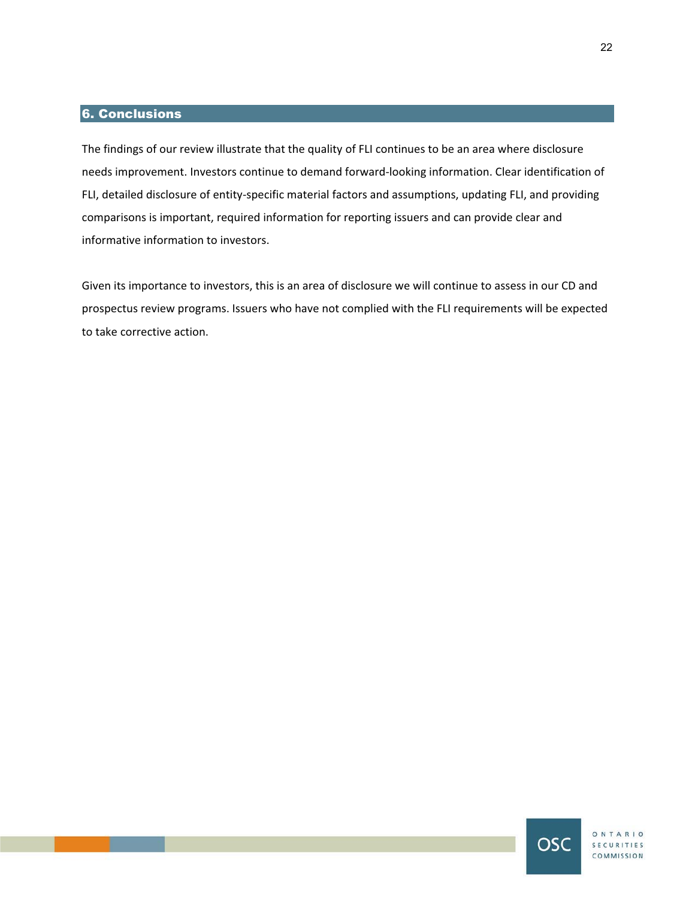## 6. Conclusions

The findings of our review illustrate that the quality of FLI continues to be an area where disclosure needs improvement. Investors continue to demand forward-looking information. Clear identification of FLI, detailed disclosure of entity-specific material factors and assumptions, updating FLI, and providing comparisons is important, required information for reporting issuers and can provide clear and informative information to investors.

Given its importance to investors, this is an area of disclosure we will continue to assess in our CD and prospectus review programs. Issuers who have not complied with the FLI requirements will be expected to take corrective action.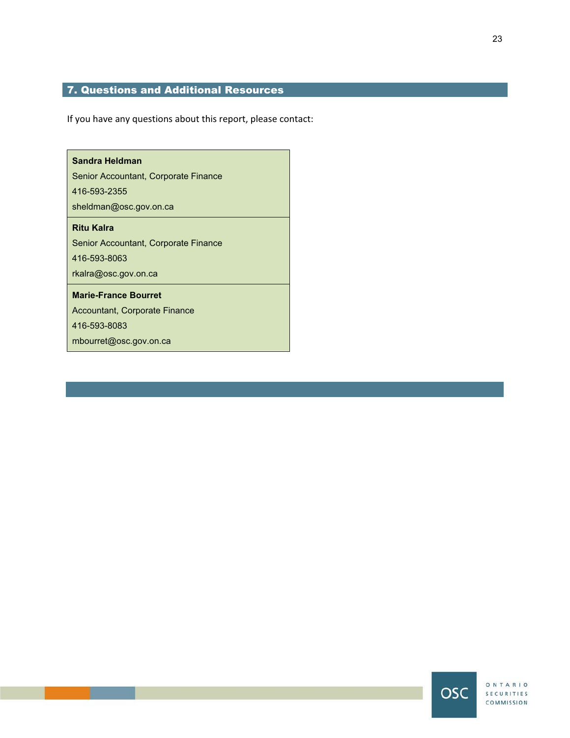## 7. Questions and Additional Resources

If you have any questions about this report, please contact:

| |
|---|
| **Sandra Heldman**<br>Senior Accountant, Corporate Finance<br>416-593-2355<br>sheldman@osc.gov.on.ca |
| **Ritu Kalra**<br>Senior Accountant, Corporate Finance<br>416-593-8063<br>rkalra@osc.gov.on.ca |
| **Marie-France Bourret**<br>Accountant, Corporate Finance<br>416-593-8083<br>mbourret@osc.gov.on.ca |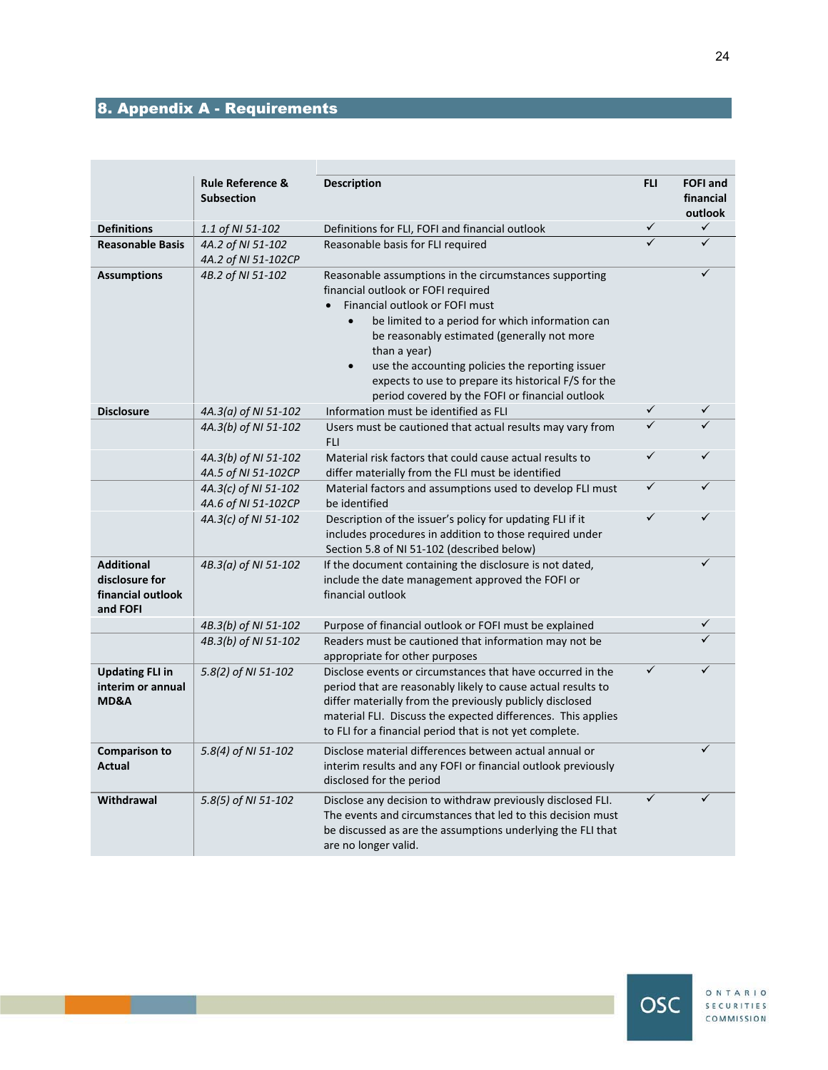## 8. Appendix A - Requirements

| | Rule Reference & Subsection | Description | FLI | FOFI and financial outlook |
|---|---|---|---|---|
| **Definitions** | *1.1 of NI 51-102* | Definitions for FLI, FOFI and financial outlook | ✓ | ✓ |
| **Reasonable Basis** | *4A.2 of NI 51-102*<br>*4A.2 of NI 51-102CP* | Reasonable basis for FLI required | ✓ | ✓ |
| **Assumptions** | *4B.2 of NI 51-102* | Reasonable assumptions in the circumstances supporting financial outlook or FOFI required<br>• Financial outlook or FOFI must<br>  • be limited to a period for which information can be reasonably estimated (generally not more than a year)<br>  • use the accounting policies the reporting issuer expects to use to prepare its historical F/S for the period covered by the FOFI or financial outlook | | ✓ |
| **Disclosure** | *4A.3(a) of NI 51-102* | Information must be identified as FLI | ✓ | ✓ |
| | *4A.3(b) of NI 51-102* | Users must be cautioned that actual results may vary from FLI | ✓ | ✓ |
| | *4A.3(b) of NI 51-102*<br>*4A.5 of NI 51-102CP* | Material risk factors that could cause actual results to differ materially from the FLI must be identified | ✓ | ✓ |
| | *4A.3(c) of NI 51-102*<br>*4A.6 of NI 51-102CP* | Material factors and assumptions used to develop FLI must be identified | ✓ | ✓ |
| | *4A.3(c) of NI 51-102* | Description of the issuer's policy for updating FLI if it includes procedures in addition to those required under Section 5.8 of NI 51-102 (described below) | ✓ | ✓ |
| **Additional disclosure for financial outlook and FOFI** | *4B.3(a) of NI 51-102* | If the document containing the disclosure is not dated, include the date management approved the FOFI or financial outlook | | ✓ |
| | *4B.3(b) of NI 51-102* | Purpose of financial outlook or FOFI must be explained | | ✓ |
| | *4B.3(b) of NI 51-102* | Readers must be cautioned that information may not be appropriate for other purposes | | ✓ |
| **Updating FLI in interim or annual MD&A** | *5.8(2) of NI 51-102* | Disclose events or circumstances that have occurred in the period that are reasonably likely to cause actual results to differ materially from the previously publicly disclosed material FLI. Discuss the expected differences. This applies to FLI for a financial period that is not yet complete. | ✓ | ✓ |
| **Comparison to Actual** | *5.8(4) of NI 51-102* | Disclose material differences between actual annual or interim results and any FOFI or financial outlook previously disclosed for the period | | ✓ |
| **Withdrawal** | *5.8(5) of NI 51-102* | Disclose any decision to withdraw previously disclosed FLI. The events and circumstances that led to this decision must be discussed as are the assumptions underlying the FLI that are no longer valid. | ✓ | ✓ |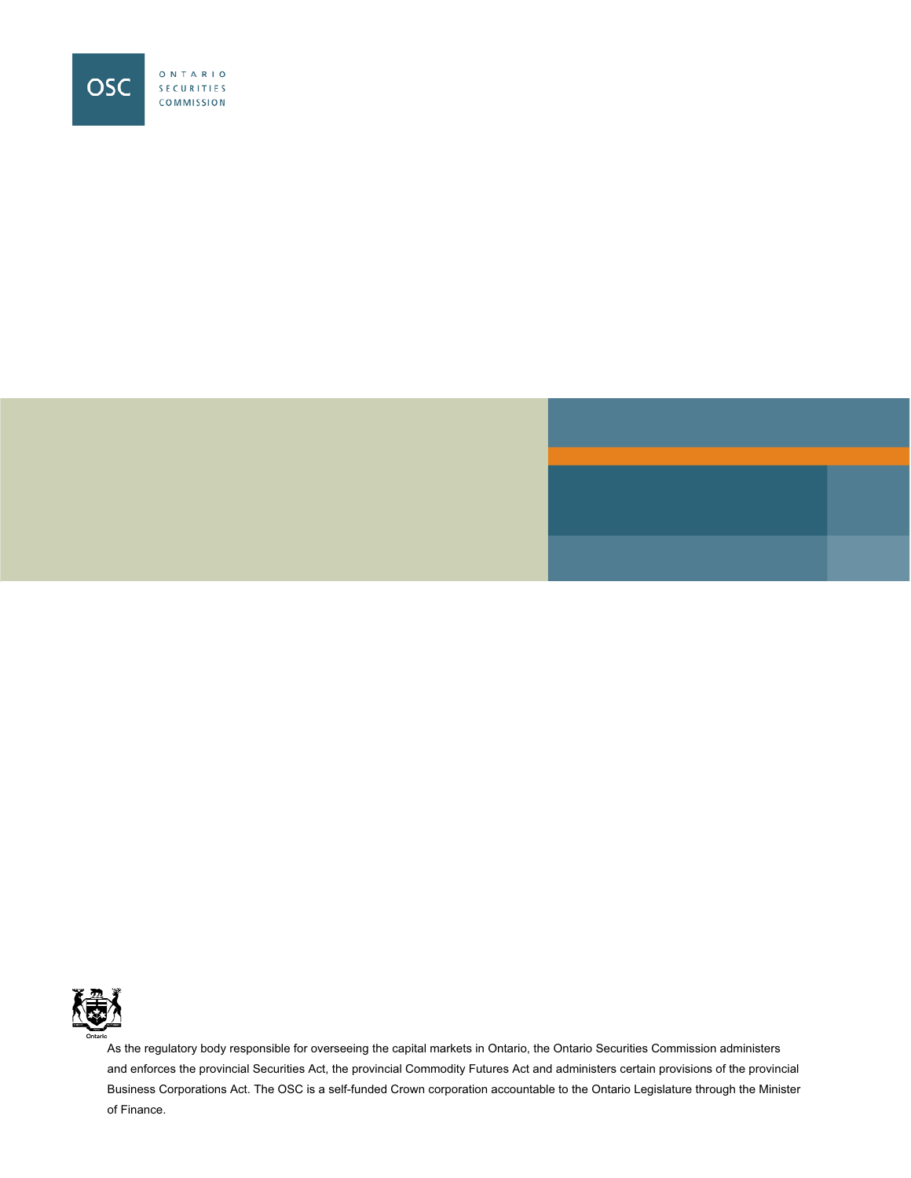OSC ONTARIO SECURITIES COMMISSION

Ontario

As the regulatory body responsible for overseeing the capital markets in Ontario, the Ontario Securities Commission administers and enforces the provincial Securities Act, the provincial Commodity Futures Act and administers certain provisions of the provincial Business Corporations Act. The OSC is a self-funded Crown corporation accountable to the Ontario Legislature through the Minister of Finance.